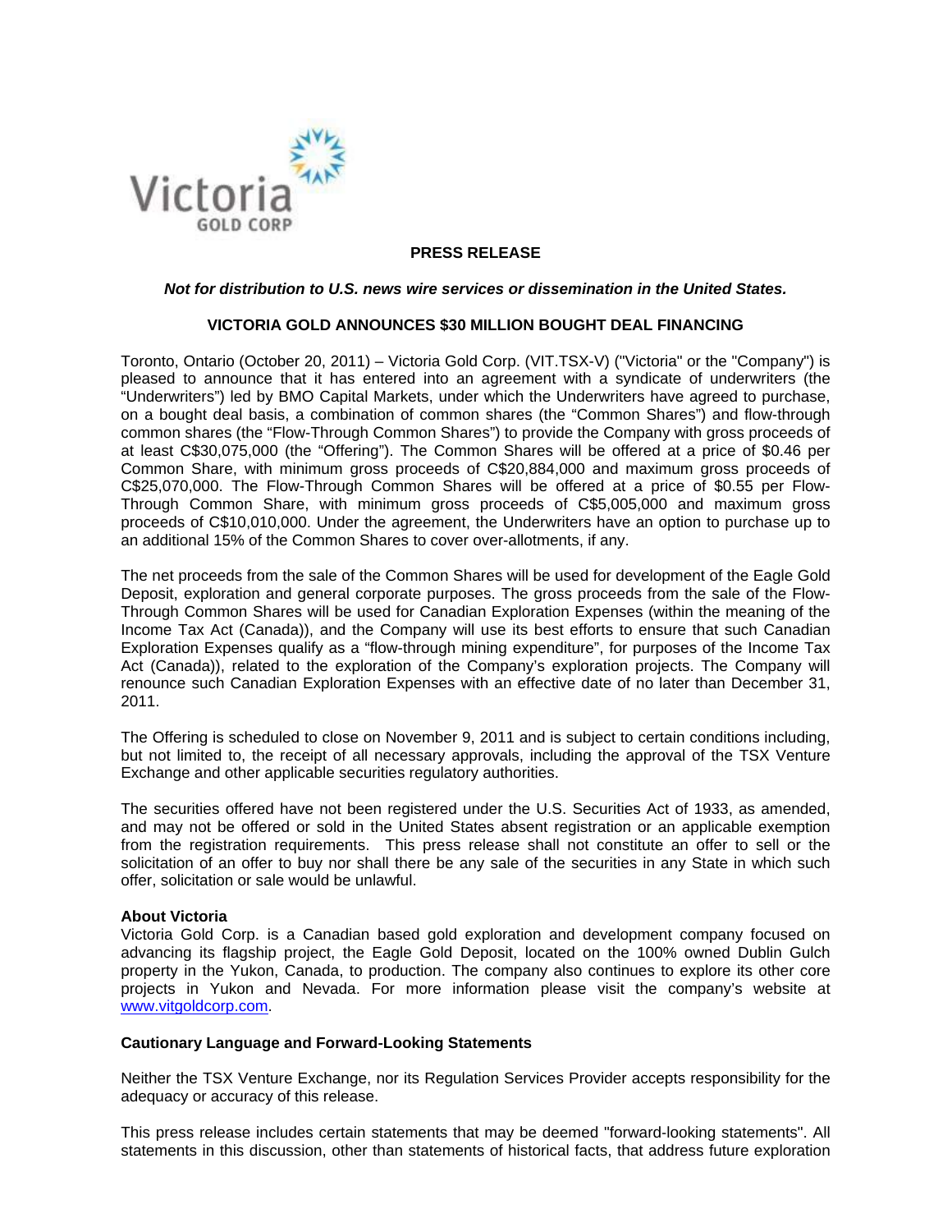**PRESS RELEASE**

***Not for distribution to U.S. news wire services or dissemination in the United States.***

# VICTORIA GOLD ANNOUNCES $30 MILLION BOUGHT DEAL FINANCING

Toronto, Ontario (October 20, 2011) – Victoria Gold Corp. (VIT.TSX-V) ("Victoria" or the "Company") is pleased to announce that it has entered into an agreement with a syndicate of underwriters (the "Underwriters") led by BMO Capital Markets, under which the Underwriters have agreed to purchase, on a bought deal basis, a combination of common shares (the "Common Shares") and flow-through common shares (the "Flow-Through Common Shares") to provide the Company with gross proceeds of at least C$30,075,000 (the "Offering"). The Common Shares will be offered at a price of $0.46 per Common Share, with minimum gross proceeds of C$20,884,000 and maximum gross proceeds of C$25,070,000. The Flow-Through Common Shares will be offered at a price of $0.55 per Flow-Through Common Share, with minimum gross proceeds of C$5,005,000 and maximum gross proceeds of C$10,010,000. Under the agreement, the Underwriters have an option to purchase up to an additional 15% of the Common Shares to cover over-allotments, if any.

The net proceeds from the sale of the Common Shares will be used for development of the Eagle Gold Deposit, exploration and general corporate purposes. The gross proceeds from the sale of the Flow-Through Common Shares will be used for Canadian Exploration Expenses (within the meaning of the Income Tax Act (Canada)), and the Company will use its best efforts to ensure that such Canadian Exploration Expenses qualify as a "flow-through mining expenditure", for purposes of the Income Tax Act (Canada)), related to the exploration of the Company's exploration projects. The Company will renounce such Canadian Exploration Expenses with an effective date of no later than December 31, 2011.

The Offering is scheduled to close on November 9, 2011 and is subject to certain conditions including, but not limited to, the receipt of all necessary approvals, including the approval of the TSX Venture Exchange and other applicable securities regulatory authorities.

The securities offered have not been registered under the U.S. Securities Act of 1933, as amended, and may not be offered or sold in the United States absent registration or an applicable exemption from the registration requirements. This press release shall not constitute an offer to sell or the solicitation of an offer to buy nor shall there be any sale of the securities in any State in which such offer, solicitation or sale would be unlawful.

**About Victoria**

Victoria Gold Corp. is a Canadian based gold exploration and development company focused on advancing its flagship project, the Eagle Gold Deposit, located on the 100% owned Dublin Gulch property in the Yukon, Canada, to production. The company also continues to explore its other core projects in Yukon and Nevada. For more information please visit the company's website at www.vitgoldcorp.com.

**Cautionary Language and Forward-Looking Statements**

Neither the TSX Venture Exchange, nor its Regulation Services Provider accepts responsibility for the adequacy or accuracy of this release.

This press release includes certain statements that may be deemed "forward-looking statements". All statements in this discussion, other than statements of historical facts, that address future exploration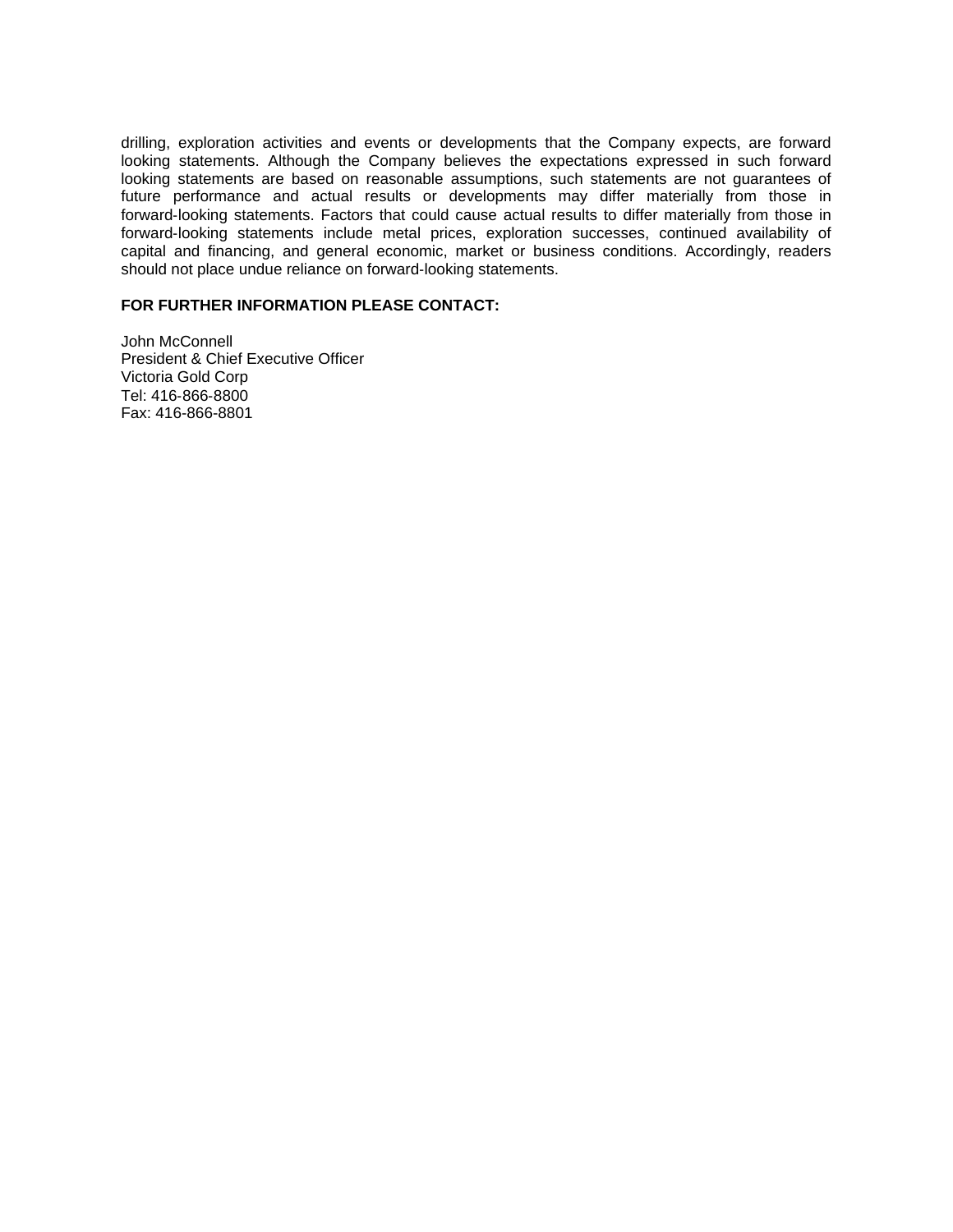drilling, exploration activities and events or developments that the Company expects, are forward looking statements. Although the Company believes the expectations expressed in such forward looking statements are based on reasonable assumptions, such statements are not guarantees of future performance and actual results or developments may differ materially from those in forward-looking statements. Factors that could cause actual results to differ materially from those in forward-looking statements include metal prices, exploration successes, continued availability of capital and financing, and general economic, market or business conditions. Accordingly, readers should not place undue reliance on forward-looking statements.

**FOR FURTHER INFORMATION PLEASE CONTACT:**

John McConnell  
President & Chief Executive Officer  
Victoria Gold Corp  
Tel: 416-866-8800  
Fax: 416-866-8801